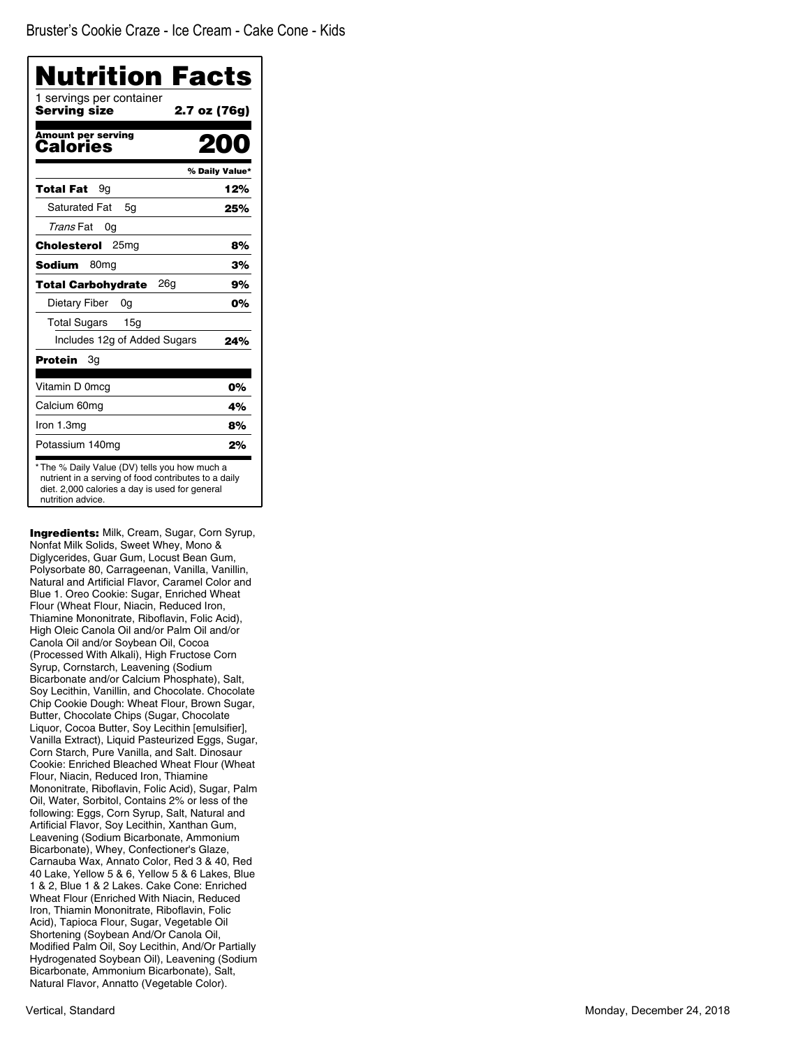Bruster's Cookie Craze - Ice Cream - Cake Cone - Kids

# Nutrition Facts

1 servings per container
**Serving size** **2.7 oz (76g)**

| **Amount per serving** | |
|---|---|
| **Calories** | **200** |
| | **% Daily Value*** |
| **Total Fat** 9g | **12%** |
| Saturated Fat 5g | **25%** |
| *Trans* Fat 0g | |
| **Cholesterol** 25mg | **8%** |
| **Sodium** 80mg | **3%** |
| **Total Carbohydrate** 26g | **9%** |
| Dietary Fiber 0g | **0%** |
| Total Sugars 15g | |
| Includes 12g of Added Sugars | **24%** |
| **Protein** 3g | |
| Vitamin D 0mcg | **0%** |
| Calcium 60mg | **4%** |
| Iron 1.3mg | **8%** |
| Potassium 140mg | **2%** |

* The % Daily Value (DV) tells you how much a nutrient in a serving of food contributes to a daily diet. 2,000 calories a day is used for general nutrition advice.

**Ingredients:** Milk, Cream, Sugar, Corn Syrup, Nonfat Milk Solids, Sweet Whey, Mono & Diglycerides, Guar Gum, Locust Bean Gum, Polysorbate 80, Carrageenan, Vanilla, Vanillin, Natural and Artificial Flavor, Caramel Color and Blue 1. Oreo Cookie: Sugar, Enriched Wheat Flour (Wheat Flour, Niacin, Reduced Iron, Thiamine Mononitrate, Riboflavin, Folic Acid), High Oleic Canola Oil and/or Palm Oil and/or Canola Oil and/or Soybean Oil, Cocoa (Processed With Alkali), High Fructose Corn Syrup, Cornstarch, Leavening (Sodium Bicarbonate and/or Calcium Phosphate), Salt, Soy Lecithin, Vanillin, and Chocolate. Chocolate Chip Cookie Dough: Wheat Flour, Brown Sugar, Butter, Chocolate Chips (Sugar, Chocolate Liquor, Cocoa Butter, Soy Lecithin [emulsifier], Vanilla Extract), Liquid Pasteurized Eggs, Sugar, Corn Starch, Pure Vanilla, and Salt. Dinosaur Cookie: Enriched Bleached Wheat Flour (Wheat Flour, Niacin, Reduced Iron, Thiamine Mononitrate, Riboflavin, Folic Acid), Sugar, Palm Oil, Water, Sorbitol, Contains 2% or less of the following: Eggs, Corn Syrup, Salt, Natural and Artificial Flavor, Soy Lecithin, Xanthan Gum, Leavening (Sodium Bicarbonate, Ammonium Bicarbonate), Whey, Confectioner's Glaze, Carnauba Wax, Annato Color, Red 3 & 40, Red 40 Lake, Yellow 5 & 6, Yellow 5 & 6 Lakes, Blue 1 & 2, Blue 1 & 2 Lakes. Cake Cone: Enriched Wheat Flour (Enriched With Niacin, Reduced Iron, Thiamin Mononitrate, Riboflavin, Folic Acid), Tapioca Flour, Sugar, Vegetable Oil Shortening (Soybean And/Or Canola Oil, Modified Palm Oil, Soy Lecithin, And/Or Partially Hydrogenated Soybean Oil), Leavening (Sodium Bicarbonate, Ammonium Bicarbonate), Salt, Natural Flavor, Annatto (Vegetable Color).

Vertical, Standard

Monday, December 24, 2018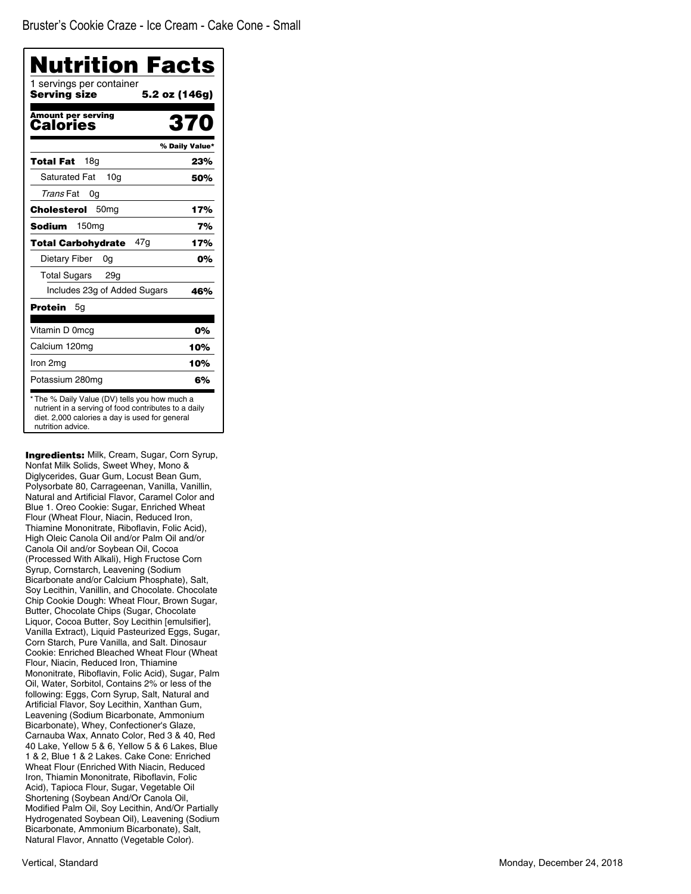# Bruster's Cookie Craze - Ice Cream - Cake Cone - Small

## Nutrition Facts

1 servings per container

**Serving size** **5.2 oz (146g)**

**Amount per serving**

**Calories** **370**

| | % Daily Value* |
|---|---|
| **Total Fat** 18g | **23%** |
| Saturated Fat 10g | **50%** |
| *Trans* Fat 0g | |
| **Cholesterol** 50mg | **17%** |
| **Sodium** 150mg | **7%** |
| **Total Carbohydrate** 47g | **17%** |
| Dietary Fiber 0g | **0%** |
| Total Sugars 29g | |
| Includes 23g of Added Sugars | **46%** |
| **Protein** 5g | |
| Vitamin D 0mcg | **0%** |
| Calcium 120mg | **10%** |
| Iron 2mg | **10%** |
| Potassium 280mg | **6%** |

* The % Daily Value (DV) tells you how much a nutrient in a serving of food contributes to a daily diet. 2,000 calories a day is used for general nutrition advice.

**Ingredients:** Milk, Cream, Sugar, Corn Syrup, Nonfat Milk Solids, Sweet Whey, Mono & Diglycerides, Guar Gum, Locust Bean Gum, Polysorbate 80, Carrageenan, Vanilla, Vanillin, Natural and Artificial Flavor, Caramel Color and Blue 1. Oreo Cookie: Sugar, Enriched Wheat Flour (Wheat Flour, Niacin, Reduced Iron, Thiamine Mononitrate, Riboflavin, Folic Acid), High Oleic Canola Oil and/or Palm Oil and/or Canola Oil and/or Soybean Oil, Cocoa (Processed With Alkali), High Fructose Corn Syrup, Cornstarch, Leavening (Sodium Bicarbonate and/or Calcium Phosphate), Salt, Soy Lecithin, Vanillin, and Chocolate. Chocolate Chip Cookie Dough: Wheat Flour, Brown Sugar, Butter, Chocolate Chips (Sugar, Chocolate Liquor, Cocoa Butter, Soy Lecithin [emulsifier], Vanilla Extract), Liquid Pasteurized Eggs, Sugar, Corn Starch, Pure Vanilla, and Salt. Dinosaur Cookie: Enriched Bleached Wheat Flour (Wheat Flour, Niacin, Reduced Iron, Thiamine Mononitrate, Riboflavin, Folic Acid), Sugar, Palm Oil, Water, Sorbitol, Contains 2% or less of the following: Eggs, Corn Syrup, Salt, Natural and Artificial Flavor, Soy Lecithin, Xanthan Gum, Leavening (Sodium Bicarbonate, Ammonium Bicarbonate), Whey, Confectioner's Glaze, Carnauba Wax, Annato Color, Red 3 & 40, Red 40 Lake, Yellow 5 & 6, Yellow 5 & 6 Lakes, Blue 1 & 2, Blue 1 & 2 Lakes. Cake Cone: Enriched Wheat Flour (Enriched With Niacin, Reduced Iron, Thiamin Mononitrate, Riboflavin, Folic Acid), Tapioca Flour, Sugar, Vegetable Oil Shortening (Soybean And/Or Canola Oil, Modified Palm Oil, Soy Lecithin, And/Or Partially Hydrogenated Soybean Oil), Leavening (Sodium Bicarbonate, Ammonium Bicarbonate), Salt, Natural Flavor, Annatto (Vegetable Color).

Vertical, Standard

Monday, December 24, 2018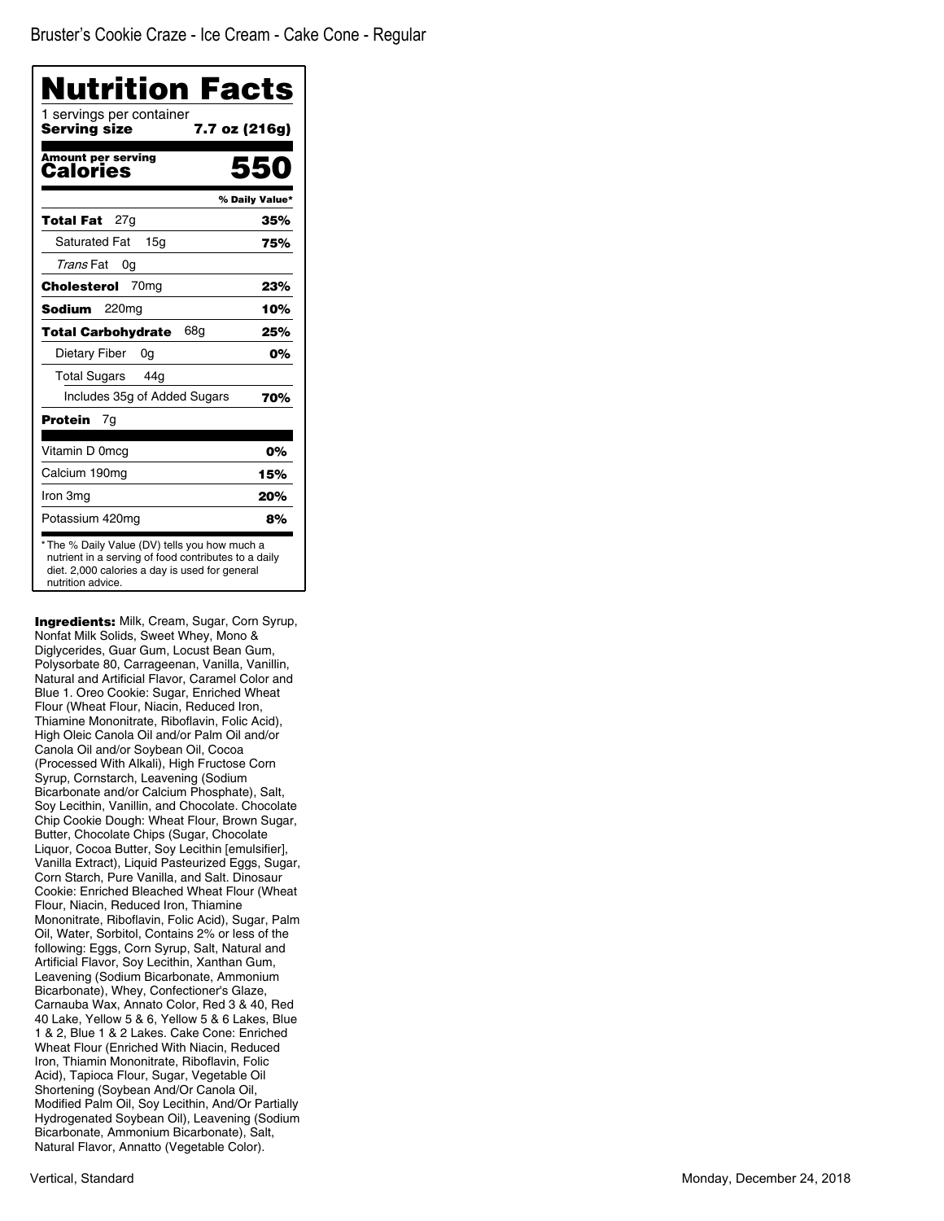Bruster's Cookie Craze - Ice Cream - Cake Cone - Regular

# Nutrition Facts

1 servings per container

**Serving size** **7.7 oz (216g)**

**Amount per serving**

**Calories** **550**

| | % Daily Value* |
|---|---|
| **Total Fat** 27g | **35%** |
| Saturated Fat 15g | **75%** |
| *Trans* Fat 0g | |
| **Cholesterol** 70mg | **23%** |
| **Sodium** 220mg | **10%** |
| **Total Carbohydrate** 68g | **25%** |
| Dietary Fiber 0g | **0%** |
| Total Sugars 44g | |
| Includes 35g of Added Sugars | **70%** |
| **Protein** 7g | |
| Vitamin D 0mcg | **0%** |
| Calcium 190mg | **15%** |
| Iron 3mg | **20%** |
| Potassium 420mg | **8%** |

* The % Daily Value (DV) tells you how much a nutrient in a serving of food contributes to a daily diet. 2,000 calories a day is used for general nutrition advice.

**Ingredients:** Milk, Cream, Sugar, Corn Syrup, Nonfat Milk Solids, Sweet Whey, Mono & Diglycerides, Guar Gum, Locust Bean Gum, Polysorbate 80, Carrageenan, Vanilla, Vanillin, Natural and Artificial Flavor, Caramel Color and Blue 1. Oreo Cookie: Sugar, Enriched Wheat Flour (Wheat Flour, Niacin, Reduced Iron, Thiamine Mononitrate, Riboflavin, Folic Acid), High Oleic Canola Oil and/or Palm Oil and/or Canola Oil and/or Soybean Oil, Cocoa (Processed With Alkali), High Fructose Corn Syrup, Cornstarch, Leavening (Sodium Bicarbonate and/or Calcium Phosphate), Salt, Soy Lecithin, Vanillin, and Chocolate. Chocolate Chip Cookie Dough: Wheat Flour, Brown Sugar, Butter, Chocolate Chips (Sugar, Chocolate Liquor, Cocoa Butter, Soy Lecithin [emulsifier], Vanilla Extract), Liquid Pasteurized Eggs, Sugar, Corn Starch, Pure Vanilla, and Salt. Dinosaur Cookie: Enriched Bleached Wheat Flour (Wheat Flour, Niacin, Reduced Iron, Thiamine Mononitrate, Riboflavin, Folic Acid), Sugar, Palm Oil, Water, Sorbitol, Contains 2% or less of the following: Eggs, Corn Syrup, Salt, Natural and Artificial Flavor, Soy Lecithin, Xanthan Gum, Leavening (Sodium Bicarbonate, Ammonium Bicarbonate), Whey, Confectioner's Glaze, Carnauba Wax, Annato Color, Red 3 & 40, Red 40 Lake, Yellow 5 & 6, Yellow 5 & 6 Lakes, Blue 1 & 2, Blue 1 & 2 Lakes. Cake Cone: Enriched Wheat Flour (Enriched With Niacin, Reduced Iron, Thiamin Mononitrate, Riboflavin, Folic Acid), Tapioca Flour, Sugar, Vegetable Oil Shortening (Soybean And/Or Canola Oil, Modified Palm Oil, Soy Lecithin, And/Or Partially Hydrogenated Soybean Oil), Leavening (Sodium Bicarbonate, Ammonium Bicarbonate), Salt, Natural Flavor, Annatto (Vegetable Color).

Vertical, Standard

Monday, December 24, 2018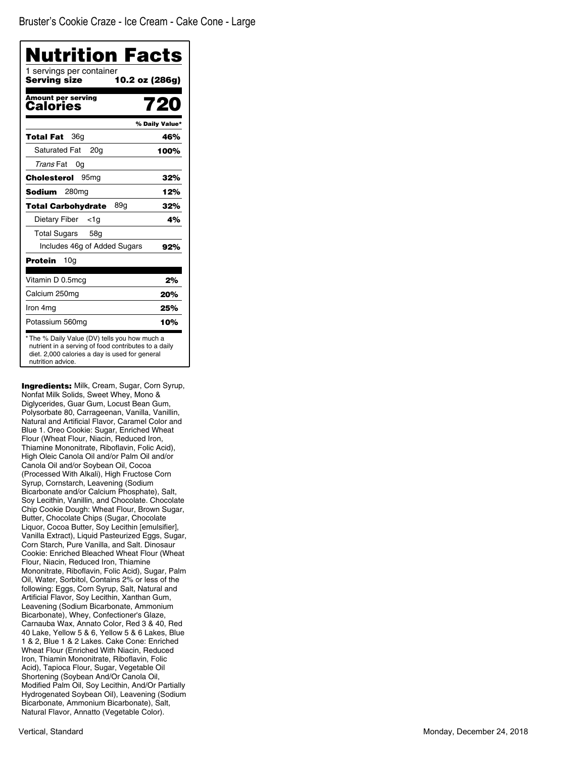Bruster's Cookie Craze - Ice Cream - Cake Cone - Large

# Nutrition Facts

1 servings per container

**Serving size** **10.2 oz (286g)**

**Amount per serving**
**Calories** **720**

| | % Daily Value* |
|---|---|
| **Total Fat** 36g | **46%** |
| Saturated Fat 20g | **100%** |
| *Trans* Fat 0g | |
| **Cholesterol** 95mg | **32%** |
| **Sodium** 280mg | **12%** |
| **Total Carbohydrate** 89g | **32%** |
| Dietary Fiber <1g | **4%** |
| Total Sugars 58g | |
| Includes 46g of Added Sugars | **92%** |
| **Protein** 10g | |
| Vitamin D 0.5mcg | **2%** |
| Calcium 250mg | **20%** |
| Iron 4mg | **25%** |
| Potassium 560mg | **10%** |

* The % Daily Value (DV) tells you how much a nutrient in a serving of food contributes to a daily diet. 2,000 calories a day is used for general nutrition advice.

**Ingredients:** Milk, Cream, Sugar, Corn Syrup, Nonfat Milk Solids, Sweet Whey, Mono & Diglycerides, Guar Gum, Locust Bean Gum, Polysorbate 80, Carrageenan, Vanilla, Vanillin, Natural and Artificial Flavor, Caramel Color and Blue 1. Oreo Cookie: Sugar, Enriched Wheat Flour (Wheat Flour, Niacin, Reduced Iron, Thiamine Mononitrate, Riboflavin, Folic Acid), High Oleic Canola Oil and/or Palm Oil and/or Canola Oil and/or Soybean Oil, Cocoa (Processed With Alkali), High Fructose Corn Syrup, Cornstarch, Leavening (Sodium Bicarbonate and/or Calcium Phosphate), Salt, Soy Lecithin, Vanillin, and Chocolate. Chocolate Chip Cookie Dough: Wheat Flour, Brown Sugar, Butter, Chocolate Chips (Sugar, Chocolate Liquor, Cocoa Butter, Soy Lecithin [emulsifier], Vanilla Extract), Liquid Pasteurized Eggs, Sugar, Corn Starch, Pure Vanilla, and Salt. Dinosaur Cookie: Enriched Bleached Wheat Flour (Wheat Flour, Niacin, Reduced Iron, Thiamine Mononitrate, Riboflavin, Folic Acid), Sugar, Palm Oil, Water, Sorbitol, Contains 2% or less of the following: Eggs, Corn Syrup, Salt, Natural and Artificial Flavor, Soy Lecithin, Xanthan Gum, Leavening (Sodium Bicarbonate, Ammonium Bicarbonate), Whey, Confectioner's Glaze, Carnauba Wax, Annato Color, Red 3 & 40, Red 40 Lake, Yellow 5 & 6, Yellow 5 & 6 Lakes, Blue 1 & 2, Blue 1 & 2 Lakes. Cake Cone: Enriched Wheat Flour (Enriched With Niacin, Reduced Iron, Thiamin Mononitrate, Riboflavin, Folic Acid), Tapioca Flour, Sugar, Vegetable Oil Shortening (Soybean And/Or Canola Oil, Modified Palm Oil, Soy Lecithin, And/Or Partially Hydrogenated Soybean Oil), Leavening (Sodium Bicarbonate, Ammonium Bicarbonate), Salt, Natural Flavor, Annatto (Vegetable Color).

Vertical, Standard

Monday, December 24, 2018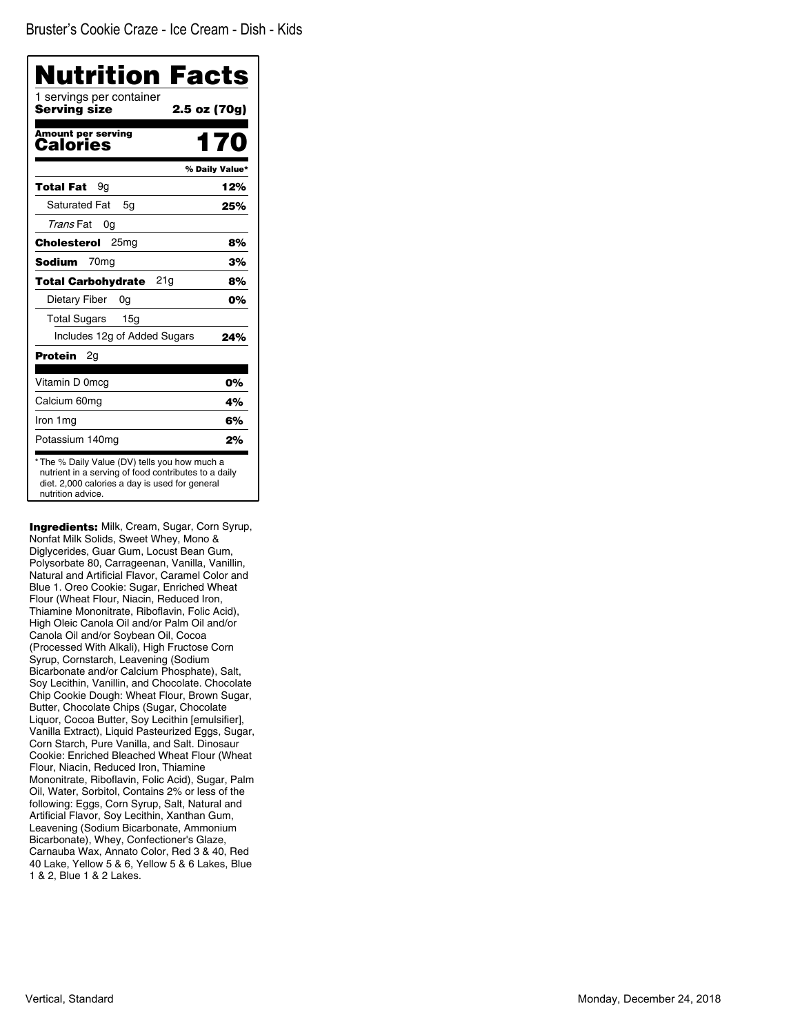Bruster's Cookie Craze - Ice Cream - Dish - Kids

# Nutrition Facts

1 servings per container

**Serving size** **2.5 oz (70g)**

**Amount per serving**

**Calories** **170**

| | % Daily Value* |
|---|---|
| **Total Fat** 9g | **12%** |
| Saturated Fat 5g | **25%** |
| *Trans* Fat 0g | |
| **Cholesterol** 25mg | **8%** |
| **Sodium** 70mg | **3%** |
| **Total Carbohydrate** 21g | **8%** |
| Dietary Fiber 0g | **0%** |
| Total Sugars 15g | |
| Includes 12g of Added Sugars | **24%** |
| **Protein** 2g | |
| Vitamin D 0mcg | **0%** |
| Calcium 60mg | **4%** |
| Iron 1mg | **6%** |
| Potassium 140mg | **2%** |

* The % Daily Value (DV) tells you how much a nutrient in a serving of food contributes to a daily diet. 2,000 calories a day is used for general nutrition advice.

**Ingredients:** Milk, Cream, Sugar, Corn Syrup, Nonfat Milk Solids, Sweet Whey, Mono & Diglycerides, Guar Gum, Locust Bean Gum, Polysorbate 80, Carrageenan, Vanilla, Vanillin, Natural and Artificial Flavor, Caramel Color and Blue 1. Oreo Cookie: Sugar, Enriched Wheat Flour (Wheat Flour, Niacin, Reduced Iron, Thiamine Mononitrate, Riboflavin, Folic Acid), High Oleic Canola Oil and/or Palm Oil and/or Canola Oil and/or Soybean Oil, Cocoa (Processed With Alkali), High Fructose Corn Syrup, Cornstarch, Leavening (Sodium Bicarbonate and/or Calcium Phosphate), Salt, Soy Lecithin, Vanillin, and Chocolate. Chocolate Chip Cookie Dough: Wheat Flour, Brown Sugar, Butter, Chocolate Chips (Sugar, Chocolate Liquor, Cocoa Butter, Soy Lecithin [emulsifier], Vanilla Extract), Liquid Pasteurized Eggs, Sugar, Corn Starch, Pure Vanilla, and Salt. Dinosaur Cookie: Enriched Bleached Wheat Flour (Wheat Flour, Niacin, Reduced Iron, Thiamine Mononitrate, Riboflavin, Folic Acid), Sugar, Palm Oil, Water, Sorbitol, Contains 2% or less of the following: Eggs, Corn Syrup, Salt, Natural and Artificial Flavor, Soy Lecithin, Xanthan Gum, Leavening (Sodium Bicarbonate, Ammonium Bicarbonate), Whey, Confectioner's Glaze, Carnauba Wax, Annato Color, Red 3 & 40, Red 40 Lake, Yellow 5 & 6, Yellow 5 & 6 Lakes, Blue 1 & 2, Blue 1 & 2 Lakes.

Vertical, Standard

Monday, December 24, 2018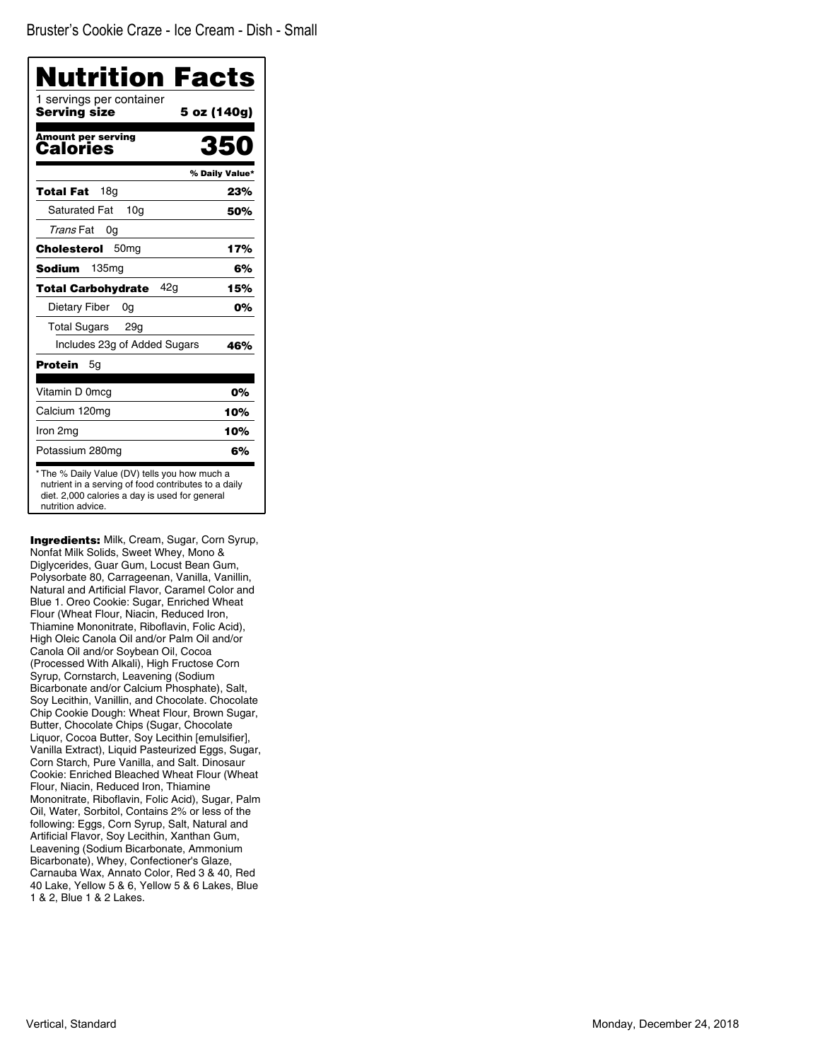Bruster's Cookie Craze - Ice Cream - Dish - Small

# Nutrition Facts

1 servings per container

**Serving size** **5 oz (140g)**

**Amount per serving**

**Calories** **350**

| | % Daily Value* |
|---|---|
| **Total Fat** 18g | **23%** |
| Saturated Fat 10g | **50%** |
| *Trans* Fat 0g | |
| **Cholesterol** 50mg | **17%** |
| **Sodium** 135mg | **6%** |
| **Total Carbohydrate** 42g | **15%** |
| Dietary Fiber 0g | **0%** |
| Total Sugars 29g | |
| Includes 23g of Added Sugars | **46%** |
| **Protein** 5g | |
| Vitamin D 0mcg | **0%** |
| Calcium 120mg | **10%** |
| Iron 2mg | **10%** |
| Potassium 280mg | **6%** |

* The % Daily Value (DV) tells you how much a nutrient in a serving of food contributes to a daily diet. 2,000 calories a day is used for general nutrition advice.

**Ingredients:** Milk, Cream, Sugar, Corn Syrup, Nonfat Milk Solids, Sweet Whey, Mono & Diglycerides, Guar Gum, Locust Bean Gum, Polysorbate 80, Carrageenan, Vanilla, Vanillin, Natural and Artificial Flavor, Caramel Color and Blue 1. Oreo Cookie: Sugar, Enriched Wheat Flour (Wheat Flour, Niacin, Reduced Iron, Thiamine Mononitrate, Riboflavin, Folic Acid), High Oleic Canola Oil and/or Palm Oil and/or Canola Oil and/or Soybean Oil, Cocoa (Processed With Alkali), High Fructose Corn Syrup, Cornstarch, Leavening (Sodium Bicarbonate and/or Calcium Phosphate), Salt, Soy Lecithin, Vanillin, and Chocolate. Chocolate Chip Cookie Dough: Wheat Flour, Brown Sugar, Butter, Chocolate Chips (Sugar, Chocolate Liquor, Cocoa Butter, Soy Lecithin [emulsifier], Vanilla Extract), Liquid Pasteurized Eggs, Sugar, Corn Starch, Pure Vanilla, and Salt. Dinosaur Cookie: Enriched Bleached Wheat Flour (Wheat Flour, Niacin, Reduced Iron, Thiamine Mononitrate, Riboflavin, Folic Acid), Sugar, Palm Oil, Water, Sorbitol, Contains 2% or less of the following: Eggs, Corn Syrup, Salt, Natural and Artificial Flavor, Soy Lecithin, Xanthan Gum, Leavening (Sodium Bicarbonate, Ammonium Bicarbonate), Whey, Confectioner's Glaze, Carnauba Wax, Annato Color, Red 3 & 40, Red 40 Lake, Yellow 5 & 6, Yellow 5 & 6 Lakes, Blue 1 & 2, Blue 1 & 2 Lakes.

Vertical, Standard

Monday, December 24, 2018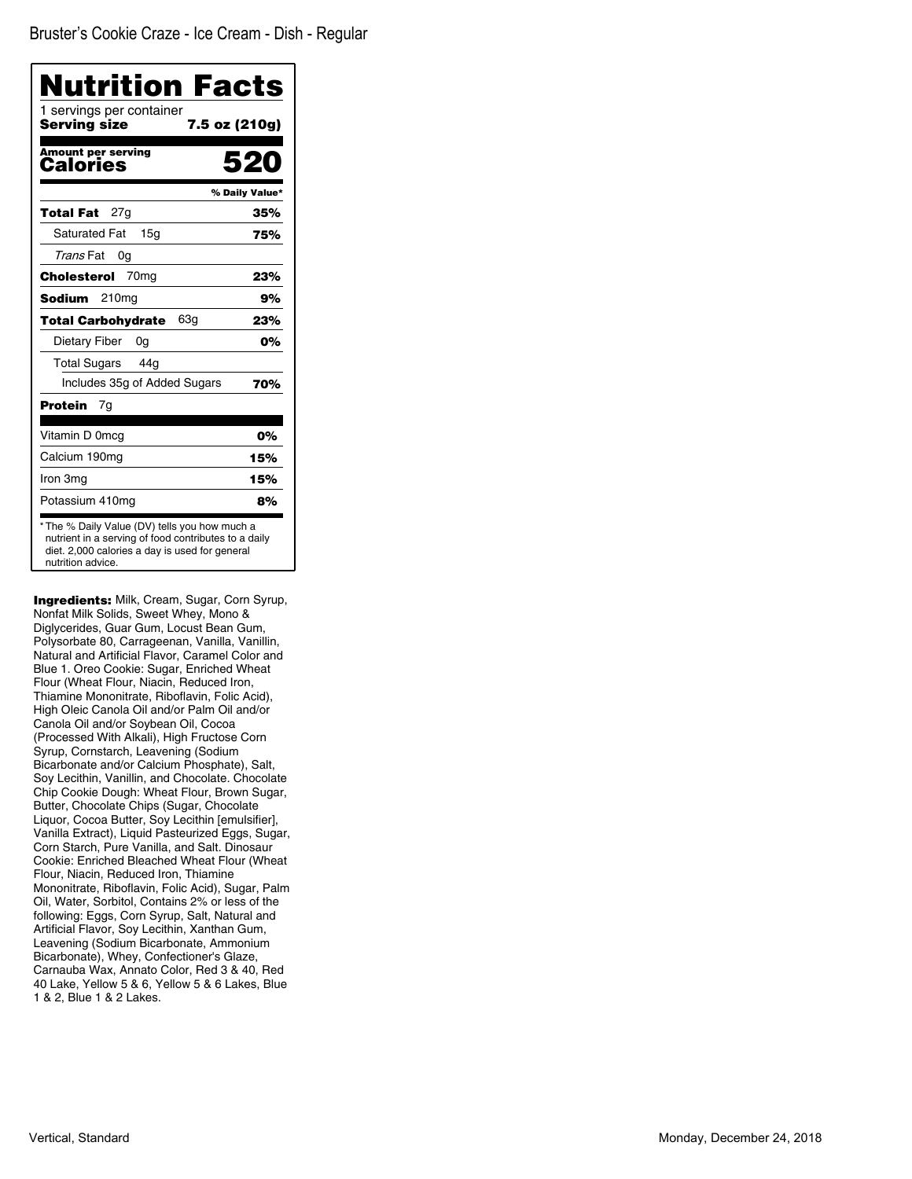Bruster's Cookie Craze - Ice Cream - Dish - Regular

# Nutrition Facts

1 servings per container

**Serving size** **7.5 oz (210g)**

**Amount per serving**

**Calories** **520**

| | % Daily Value* |
|---|---|
| **Total Fat** 27g | **35%** |
| Saturated Fat 15g | **75%** |
| *Trans* Fat 0g | |
| **Cholesterol** 70mg | **23%** |
| **Sodium** 210mg | **9%** |
| **Total Carbohydrate** 63g | **23%** |
| Dietary Fiber 0g | **0%** |
| Total Sugars 44g | |
| Includes 35g of Added Sugars | **70%** |
| **Protein** 7g | |
| Vitamin D 0mcg | **0%** |
| Calcium 190mg | **15%** |
| Iron 3mg | **15%** |
| Potassium 410mg | **8%** |

* The % Daily Value (DV) tells you how much a nutrient in a serving of food contributes to a daily diet. 2,000 calories a day is used for general nutrition advice.

**Ingredients:** Milk, Cream, Sugar, Corn Syrup, Nonfat Milk Solids, Sweet Whey, Mono & Diglycerides, Guar Gum, Locust Bean Gum, Polysorbate 80, Carrageenan, Vanilla, Vanillin, Natural and Artificial Flavor, Caramel Color and Blue 1. Oreo Cookie: Sugar, Enriched Wheat Flour (Wheat Flour, Niacin, Reduced Iron, Thiamine Mononitrate, Riboflavin, Folic Acid), High Oleic Canola Oil and/or Palm Oil and/or Canola Oil and/or Soybean Oil, Cocoa (Processed With Alkali), High Fructose Corn Syrup, Cornstarch, Leavening (Sodium Bicarbonate and/or Calcium Phosphate), Salt, Soy Lecithin, Vanillin, and Chocolate. Chocolate Chip Cookie Dough: Wheat Flour, Brown Sugar, Butter, Chocolate Chips (Sugar, Chocolate Liquor, Cocoa Butter, Soy Lecithin [emulsifier], Vanilla Extract), Liquid Pasteurized Eggs, Sugar, Corn Starch, Pure Vanilla, and Salt. Dinosaur Cookie: Enriched Bleached Wheat Flour (Wheat Flour, Niacin, Reduced Iron, Thiamine Mononitrate, Riboflavin, Folic Acid), Sugar, Palm Oil, Water, Sorbitol, Contains 2% or less of the following: Eggs, Corn Syrup, Salt, Natural and Artificial Flavor, Soy Lecithin, Xanthan Gum, Leavening (Sodium Bicarbonate, Ammonium Bicarbonate), Whey, Confectioner's Glaze, Carnauba Wax, Annato Color, Red 3 & 40, Red 40 Lake, Yellow 5 & 6, Yellow 5 & 6 Lakes, Blue 1 & 2, Blue 1 & 2 Lakes.

Vertical, Standard

Monday, December 24, 2018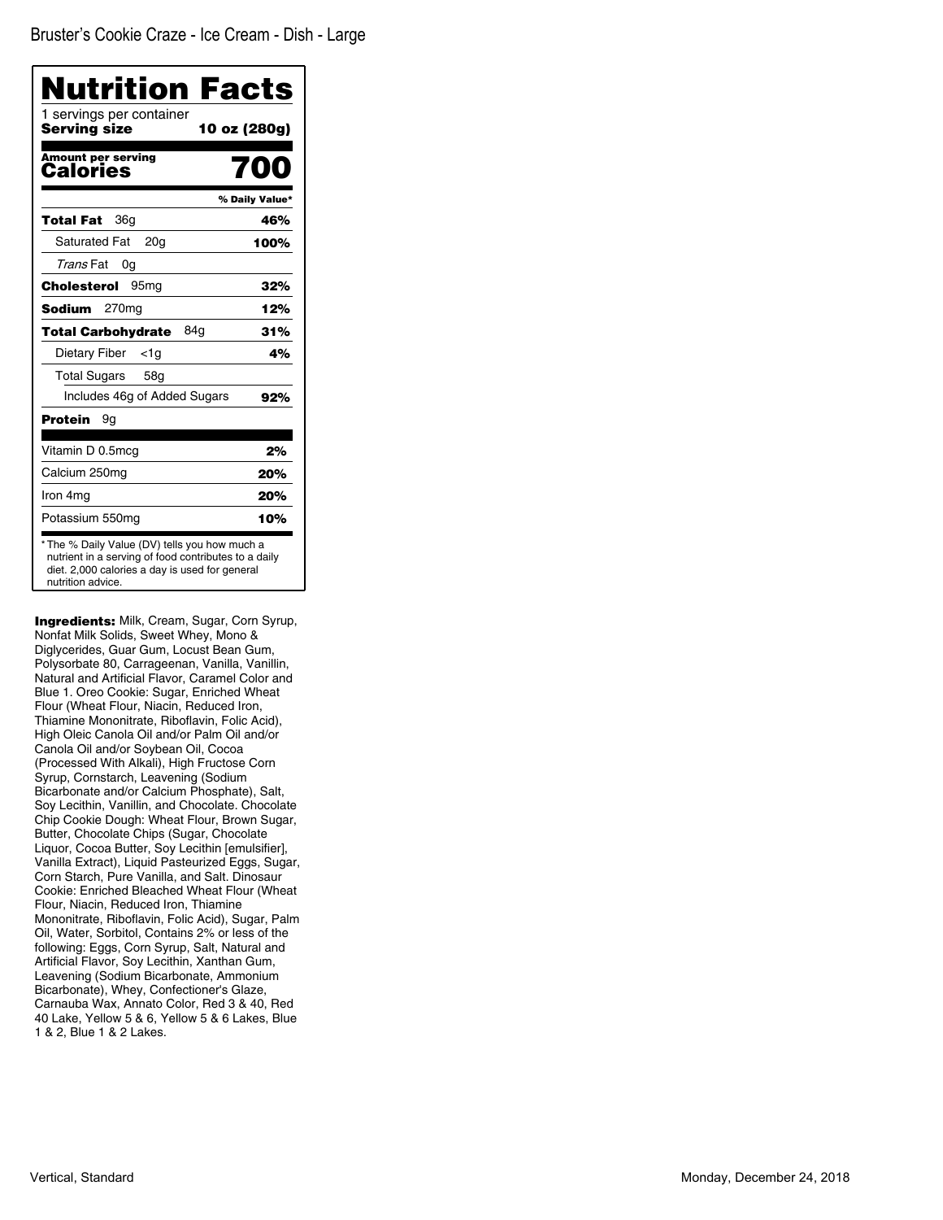Bruster's Cookie Craze - Ice Cream - Dish - Large

# Nutrition Facts

1 servings per container

**Serving size** **10 oz (280g)**

**Amount per serving**
**Calories** **700**

| | % Daily Value* |
|---|---|
| **Total Fat** 36g | **46%** |
| Saturated Fat 20g | **100%** |
| *Trans* Fat 0g | |
| **Cholesterol** 95mg | **32%** |
| **Sodium** 270mg | **12%** |
| **Total Carbohydrate** 84g | **31%** |
| Dietary Fiber <1g | **4%** |
| Total Sugars 58g | |
| Includes 46g of Added Sugars | **92%** |
| **Protein** 9g | |
| Vitamin D 0.5mcg | **2%** |
| Calcium 250mg | **20%** |
| Iron 4mg | **20%** |
| Potassium 550mg | **10%** |

* The % Daily Value (DV) tells you how much a nutrient in a serving of food contributes to a daily diet. 2,000 calories a day is used for general nutrition advice.

**Ingredients:** Milk, Cream, Sugar, Corn Syrup, Nonfat Milk Solids, Sweet Whey, Mono & Diglycerides, Guar Gum, Locust Bean Gum, Polysorbate 80, Carrageenan, Vanilla, Vanillin, Natural and Artificial Flavor, Caramel Color and Blue 1. Oreo Cookie: Sugar, Enriched Wheat Flour (Wheat Flour, Niacin, Reduced Iron, Thiamine Mononitrate, Riboflavin, Folic Acid), High Oleic Canola Oil and/or Palm Oil and/or Canola Oil and/or Soybean Oil, Cocoa (Processed With Alkali), High Fructose Corn Syrup, Cornstarch, Leavening (Sodium Bicarbonate and/or Calcium Phosphate), Salt, Soy Lecithin, Vanillin, and Chocolate. Chocolate Chip Cookie Dough: Wheat Flour, Brown Sugar, Butter, Chocolate Chips (Sugar, Chocolate Liquor, Cocoa Butter, Soy Lecithin [emulsifier], Vanilla Extract), Liquid Pasteurized Eggs, Sugar, Corn Starch, Pure Vanilla, and Salt. Dinosaur Cookie: Enriched Bleached Wheat Flour (Wheat Flour, Niacin, Reduced Iron, Thiamine Mononitrate, Riboflavin, Folic Acid), Sugar, Palm Oil, Water, Sorbitol, Contains 2% or less of the following: Eggs, Corn Syrup, Salt, Natural and Artificial Flavor, Soy Lecithin, Xanthan Gum, Leavening (Sodium Bicarbonate, Ammonium Bicarbonate), Whey, Confectioner's Glaze, Carnauba Wax, Annato Color, Red 3 & 40, Red 40 Lake, Yellow 5 & 6, Yellow 5 & 6 Lakes, Blue 1 & 2, Blue 1 & 2 Lakes.

Vertical, Standard

Monday, December 24, 2018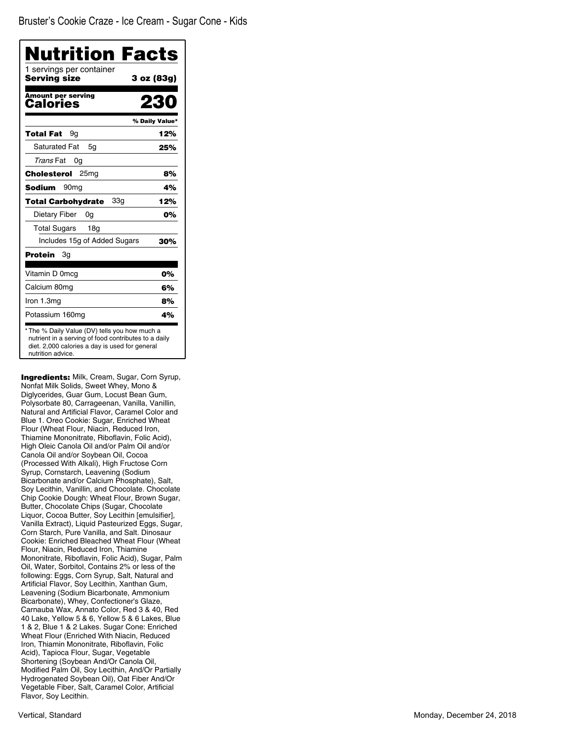Bruster's Cookie Craze - Ice Cream - Sugar Cone - Kids

# Nutrition Facts

1 servings per container

**Serving size** **3 oz (83g)**

**Amount per serving**
**Calories** **230**

| | % Daily Value* |
|---|---|
| **Total Fat** 9g | **12%** |
| Saturated Fat 5g | **25%** |
| *Trans* Fat 0g | |
| **Cholesterol** 25mg | **8%** |
| **Sodium** 90mg | **4%** |
| **Total Carbohydrate** 33g | **12%** |
| Dietary Fiber 0g | **0%** |
| Total Sugars 18g | |
| Includes 15g of Added Sugars | **30%** |
| **Protein** 3g | |
| Vitamin D 0mcg | **0%** |
| Calcium 80mg | **6%** |
| Iron 1.3mg | **8%** |
| Potassium 160mg | **4%** |

* The % Daily Value (DV) tells you how much a nutrient in a serving of food contributes to a daily diet. 2,000 calories a day is used for general nutrition advice.

**Ingredients:** Milk, Cream, Sugar, Corn Syrup, Nonfat Milk Solids, Sweet Whey, Mono & Diglycerides, Guar Gum, Locust Bean Gum, Polysorbate 80, Carrageenan, Vanilla, Vanillin, Natural and Artificial Flavor, Caramel Color and Blue 1. Oreo Cookie: Sugar, Enriched Wheat Flour (Wheat Flour, Niacin, Reduced Iron, Thiamine Mononitrate, Riboflavin, Folic Acid), High Oleic Canola Oil and/or Palm Oil and/or Canola Oil and/or Soybean Oil, Cocoa (Processed With Alkali), High Fructose Corn Syrup, Cornstarch, Leavening (Sodium Bicarbonate and/or Calcium Phosphate), Salt, Soy Lecithin, Vanillin, and Chocolate. Chocolate Chip Cookie Dough: Wheat Flour, Brown Sugar, Butter, Chocolate Chips (Sugar, Chocolate Liquor, Cocoa Butter, Soy Lecithin [emulsifier], Vanilla Extract), Liquid Pasteurized Eggs, Sugar, Corn Starch, Pure Vanilla, and Salt. Dinosaur Cookie: Enriched Bleached Wheat Flour (Wheat Flour, Niacin, Reduced Iron, Thiamine Mononitrate, Riboflavin, Folic Acid), Sugar, Palm Oil, Water, Sorbitol, Contains 2% or less of the following: Eggs, Corn Syrup, Salt, Natural and Artificial Flavor, Soy Lecithin, Xanthan Gum, Leavening (Sodium Bicarbonate, Ammonium Bicarbonate), Whey, Confectioner's Glaze, Carnauba Wax, Annato Color, Red 3 & 40, Red 40 Lake, Yellow 5 & 6, Yellow 5 & 6 Lakes, Blue 1 & 2, Blue 1 & 2 Lakes. Sugar Cone: Enriched Wheat Flour (Enriched With Niacin, Reduced Iron, Thiamin Mononitrate, Riboflavin, Folic Acid), Tapioca Flour, Sugar, Vegetable Shortening (Soybean And/Or Canola Oil, Modified Palm Oil, Soy Lecithin, And/Or Partially Hydrogenated Soybean Oil), Oat Fiber And/Or Vegetable Fiber, Salt, Caramel Color, Artificial Flavor, Soy Lecithin.

Vertical, Standard

Monday, December 24, 2018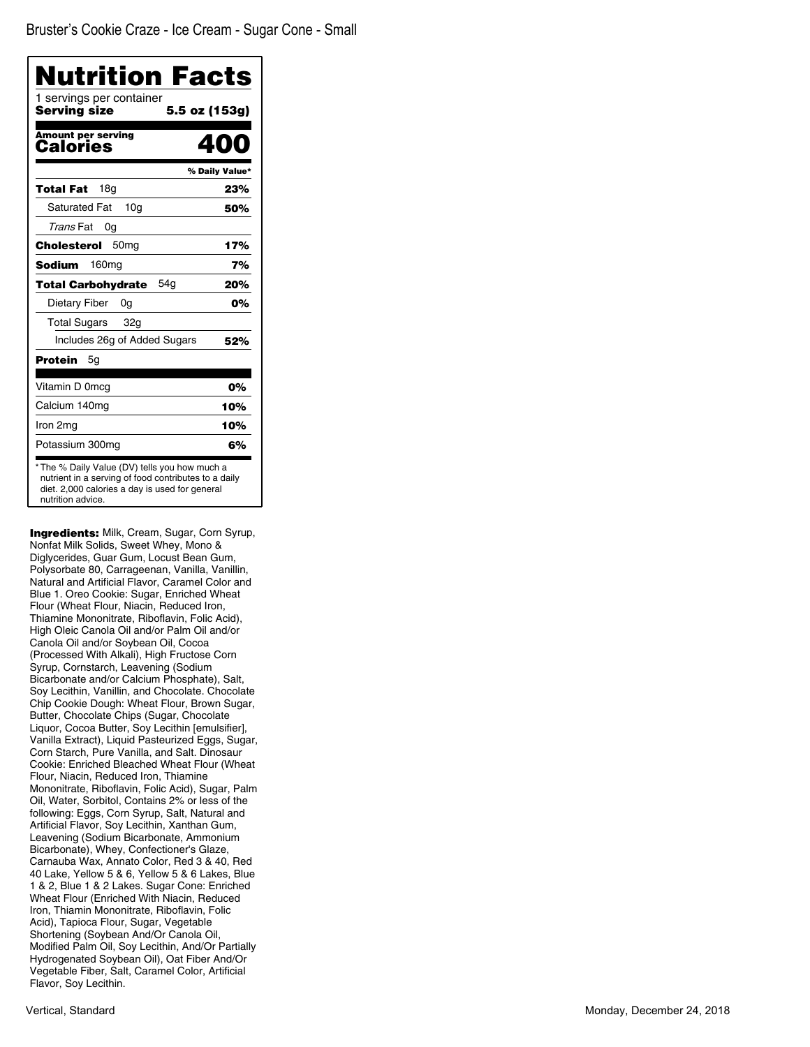Bruster's Cookie Craze - Ice Cream - Sugar Cone - Small

# Nutrition Facts

1 servings per container
**Serving size** **5.5 oz (153g)**

**Amount per serving**
**Calories** **400**

| | % Daily Value* |
|---|---|
| **Total Fat** 18g | **23%** |
| Saturated Fat 10g | **50%** |
| *Trans* Fat 0g | |
| **Cholesterol** 50mg | **17%** |
| **Sodium** 160mg | **7%** |
| **Total Carbohydrate** 54g | **20%** |
| Dietary Fiber 0g | **0%** |
| Total Sugars 32g | |
| Includes 26g of Added Sugars | **52%** |
| **Protein** 5g | |
| Vitamin D 0mcg | **0%** |
| Calcium 140mg | **10%** |
| Iron 2mg | **10%** |
| Potassium 300mg | **6%** |

\* The % Daily Value (DV) tells you how much a nutrient in a serving of food contributes to a daily diet. 2,000 calories a day is used for general nutrition advice.

**Ingredients:** Milk, Cream, Sugar, Corn Syrup, Nonfat Milk Solids, Sweet Whey, Mono & Diglycerides, Guar Gum, Locust Bean Gum, Polysorbate 80, Carrageenan, Vanilla, Vanillin, Natural and Artificial Flavor, Caramel Color and Blue 1. Oreo Cookie: Sugar, Enriched Wheat Flour (Wheat Flour, Niacin, Reduced Iron, Thiamine Mononitrate, Riboflavin, Folic Acid), High Oleic Canola Oil and/or Palm Oil and/or Canola Oil and/or Soybean Oil, Cocoa (Processed With Alkali), High Fructose Corn Syrup, Cornstarch, Leavening (Sodium Bicarbonate and/or Calcium Phosphate), Salt, Soy Lecithin, Vanillin, and Chocolate. Chocolate Chip Cookie Dough: Wheat Flour, Brown Sugar, Butter, Chocolate Chips (Sugar, Chocolate Liquor, Cocoa Butter, Soy Lecithin [emulsifier], Vanilla Extract), Liquid Pasteurized Eggs, Sugar, Corn Starch, Pure Vanilla, and Salt. Dinosaur Cookie: Enriched Bleached Wheat Flour (Wheat Flour, Niacin, Reduced Iron, Thiamine Mononitrate, Riboflavin, Folic Acid), Sugar, Palm Oil, Water, Sorbitol, Contains 2% or less of the following: Eggs, Corn Syrup, Salt, Natural and Artificial Flavor, Soy Lecithin, Xanthan Gum, Leavening (Sodium Bicarbonate, Ammonium Bicarbonate), Whey, Confectioner's Glaze, Carnauba Wax, Annato Color, Red 3 & 40, Red 40 Lake, Yellow 5 & 6, Yellow 5 & 6 Lakes, Blue 1 & 2, Blue 1 & 2 Lakes. Sugar Cone: Enriched Wheat Flour (Enriched With Niacin, Reduced Iron, Thiamin Mononitrate, Riboflavin, Folic Acid), Tapioca Flour, Sugar, Vegetable Shortening (Soybean And/Or Canola Oil, Modified Palm Oil, Soy Lecithin, And/Or Partially Hydrogenated Soybean Oil), Oat Fiber And/Or Vegetable Fiber, Salt, Caramel Color, Artificial Flavor, Soy Lecithin.

Vertical, Standard

Monday, December 24, 2018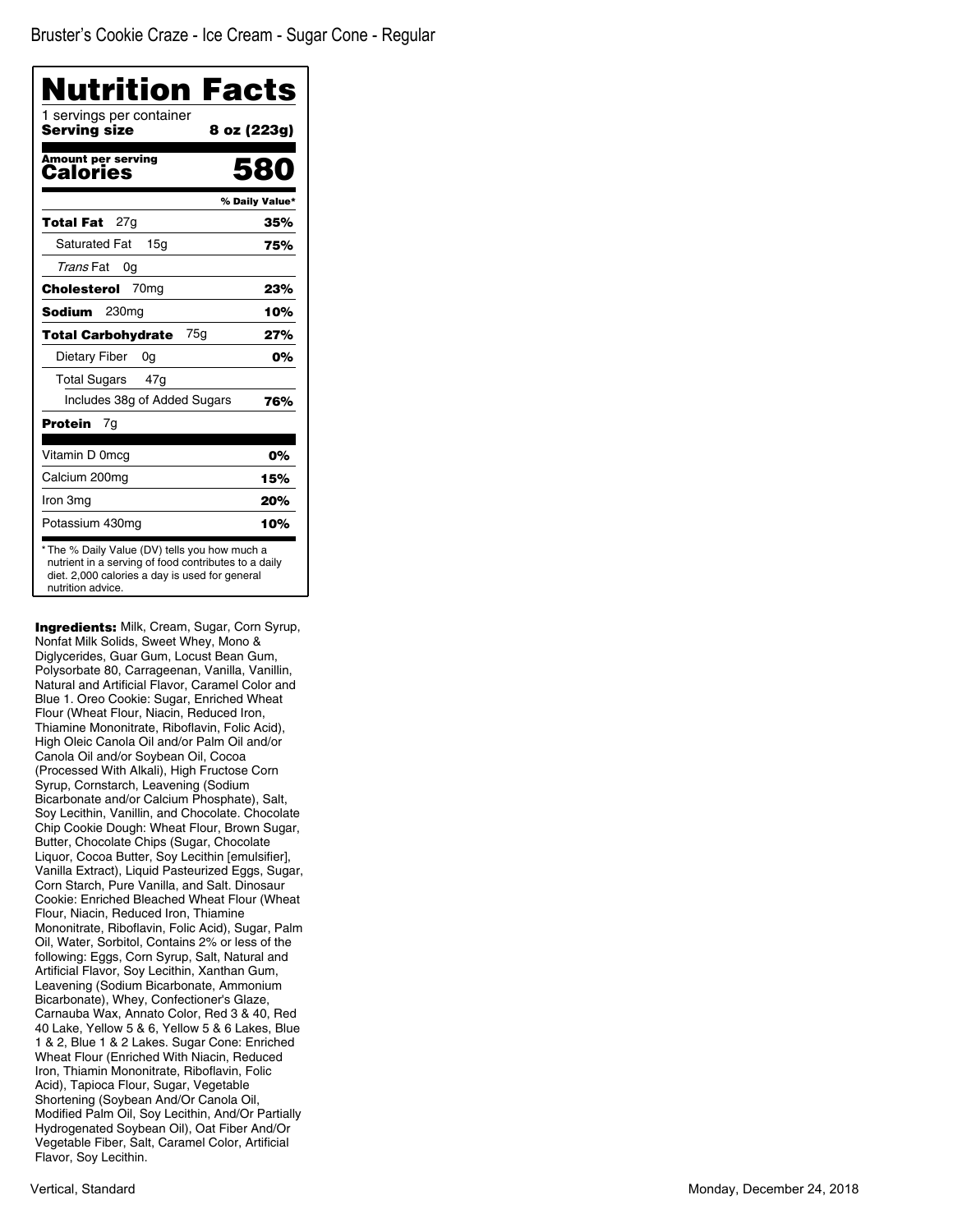Bruster's Cookie Craze - Ice Cream - Sugar Cone - Regular

# Nutrition Facts

1 servings per container

**Serving size** **8 oz (223g)**

**Amount per serving**

**Calories** **580**

| | % Daily Value* |
|---|---|
| **Total Fat** 27g | **35%** |
| Saturated Fat 15g | **75%** |
| *Trans* Fat 0g | |
| **Cholesterol** 70mg | **23%** |
| **Sodium** 230mg | **10%** |
| **Total Carbohydrate** 75g | **27%** |
| Dietary Fiber 0g | **0%** |
| Total Sugars 47g | |
| Includes 38g of Added Sugars | **76%** |
| **Protein** 7g | |
| Vitamin D 0mcg | **0%** |
| Calcium 200mg | **15%** |
| Iron 3mg | **20%** |
| Potassium 430mg | **10%** |

* The % Daily Value (DV) tells you how much a nutrient in a serving of food contributes to a daily diet. 2,000 calories a day is used for general nutrition advice.

**Ingredients:** Milk, Cream, Sugar, Corn Syrup, Nonfat Milk Solids, Sweet Whey, Mono & Diglycerides, Guar Gum, Locust Bean Gum, Polysorbate 80, Carrageenan, Vanilla, Vanillin, Natural and Artificial Flavor, Caramel Color and Blue 1. Oreo Cookie: Sugar, Enriched Wheat Flour (Wheat Flour, Niacin, Reduced Iron, Thiamine Mononitrate, Riboflavin, Folic Acid), High Oleic Canola Oil and/or Palm Oil and/or Canola Oil and/or Soybean Oil, Cocoa (Processed With Alkali), High Fructose Corn Syrup, Cornstarch, Leavening (Sodium Bicarbonate and/or Calcium Phosphate), Salt, Soy Lecithin, Vanillin, and Chocolate. Chocolate Chip Cookie Dough: Wheat Flour, Brown Sugar, Butter, Chocolate Chips (Sugar, Chocolate Liquor, Cocoa Butter, Soy Lecithin [emulsifier], Vanilla Extract), Liquid Pasteurized Eggs, Sugar, Corn Starch, Pure Vanilla, and Salt. Dinosaur Cookie: Enriched Bleached Wheat Flour (Wheat Flour, Niacin, Reduced Iron, Thiamine Mononitrate, Riboflavin, Folic Acid), Sugar, Palm Oil, Water, Sorbitol, Contains 2% or less of the following: Eggs, Corn Syrup, Salt, Natural and Artificial Flavor, Soy Lecithin, Xanthan Gum, Leavening (Sodium Bicarbonate, Ammonium Bicarbonate), Whey, Confectioner's Glaze, Carnauba Wax, Annato Color, Red 3 & 40, Red 40 Lake, Yellow 5 & 6, Yellow 5 & 6 Lakes, Blue 1 & 2, Blue 1 & 2 Lakes. Sugar Cone: Enriched Wheat Flour (Enriched With Niacin, Reduced Iron, Thiamin Mononitrate, Riboflavin, Folic Acid), Tapioca Flour, Sugar, Vegetable Shortening (Soybean And/Or Canola Oil, Modified Palm Oil, Soy Lecithin, And/Or Partially Hydrogenated Soybean Oil), Oat Fiber And/Or Vegetable Fiber, Salt, Caramel Color, Artificial Flavor, Soy Lecithin.

Vertical, Standard | Monday, December 24, 2018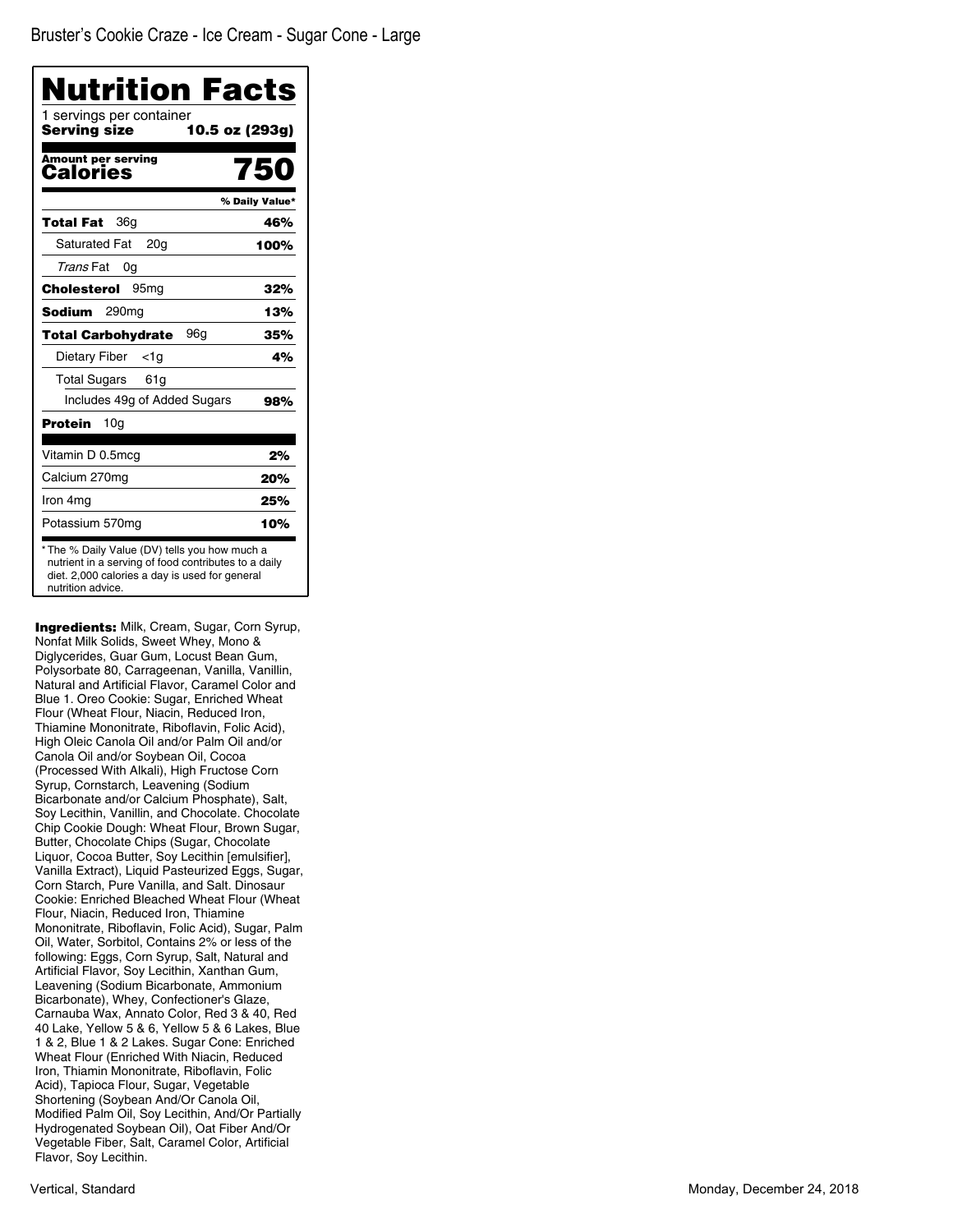Bruster's Cookie Craze - Ice Cream - Sugar Cone - Large

# Nutrition Facts

1 servings per container

**Serving size** **10.5 oz (293g)**

**Amount per serving**
**Calories** **750**

| | % Daily Value* |
|---|---|
| **Total Fat** 36g | **46%** |
| Saturated Fat 20g | **100%** |
| *Trans* Fat 0g | |
| **Cholesterol** 95mg | **32%** |
| **Sodium** 290mg | **13%** |
| **Total Carbohydrate** 96g | **35%** |
| Dietary Fiber <1g | **4%** |
| Total Sugars 61g | |
| Includes 49g of Added Sugars | **98%** |
| **Protein** 10g | |
| Vitamin D 0.5mcg | **2%** |
| Calcium 270mg | **20%** |
| Iron 4mg | **25%** |
| Potassium 570mg | **10%** |

* The % Daily Value (DV) tells you how much a nutrient in a serving of food contributes to a daily diet. 2,000 calories a day is used for general nutrition advice.

**Ingredients:** Milk, Cream, Sugar, Corn Syrup, Nonfat Milk Solids, Sweet Whey, Mono & Diglycerides, Guar Gum, Locust Bean Gum, Polysorbate 80, Carrageenan, Vanilla, Vanillin, Natural and Artificial Flavor, Caramel Color and Blue 1. Oreo Cookie: Sugar, Enriched Wheat Flour (Wheat Flour, Niacin, Reduced Iron, Thiamine Mononitrate, Riboflavin, Folic Acid), High Oleic Canola Oil and/or Palm Oil and/or Canola Oil and/or Soybean Oil, Cocoa (Processed With Alkali), High Fructose Corn Syrup, Cornstarch, Leavening (Sodium Bicarbonate and/or Calcium Phosphate), Salt, Soy Lecithin, Vanillin, and Chocolate. Chocolate Chip Cookie Dough: Wheat Flour, Brown Sugar, Butter, Chocolate Chips (Sugar, Chocolate Liquor, Cocoa Butter, Soy Lecithin [emulsifier], Vanilla Extract), Liquid Pasteurized Eggs, Sugar, Corn Starch, Pure Vanilla, and Salt. Dinosaur Cookie: Enriched Bleached Wheat Flour (Wheat Flour, Niacin, Reduced Iron, Thiamine Mononitrate, Riboflavin, Folic Acid), Sugar, Palm Oil, Water, Sorbitol, Contains 2% or less of the following: Eggs, Corn Syrup, Salt, Natural and Artificial Flavor, Soy Lecithin, Xanthan Gum, Leavening (Sodium Bicarbonate, Ammonium Bicarbonate), Whey, Confectioner's Glaze, Carnauba Wax, Annato Color, Red 3 & 40, Red 40 Lake, Yellow 5 & 6, Yellow 5 & 6 Lakes, Blue 1 & 2, Blue 1 & 2 Lakes. Sugar Cone: Enriched Wheat Flour (Enriched With Niacin, Reduced Iron, Thiamin Mononitrate, Riboflavin, Folic Acid), Tapioca Flour, Sugar, Vegetable Shortening (Soybean And/Or Canola Oil, Modified Palm Oil, Soy Lecithin, And/Or Partially Hydrogenated Soybean Oil), Oat Fiber And/Or Vegetable Fiber, Salt, Caramel Color, Artificial Flavor, Soy Lecithin.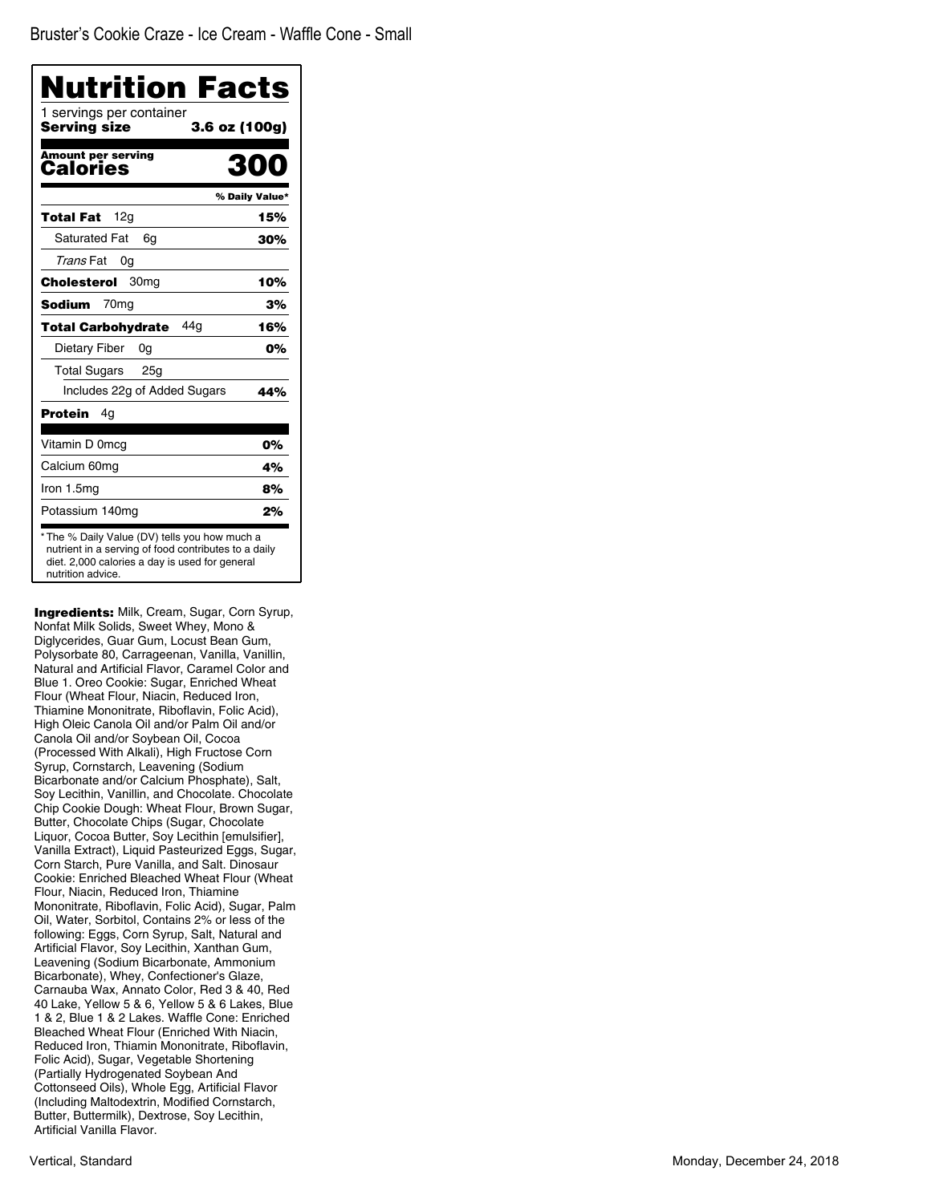Bruster's Cookie Craze - Ice Cream - Waffle Cone - Small

# Nutrition Facts

1 servings per container
**Serving size** **3.6 oz (100g)**

**Amount per serving**
**Calories** **300**

| | % Daily Value* |
|---|---|
| **Total Fat** 12g | **15%** |
| Saturated Fat 6g | **30%** |
| *Trans* Fat 0g | |
| **Cholesterol** 30mg | **10%** |
| **Sodium** 70mg | **3%** |
| **Total Carbohydrate** 44g | **16%** |
| Dietary Fiber 0g | **0%** |
| Total Sugars 25g | |
| Includes 22g of Added Sugars | **44%** |
| **Protein** 4g | |
| Vitamin D 0mcg | **0%** |
| Calcium 60mg | **4%** |
| Iron 1.5mg | **8%** |
| Potassium 140mg | **2%** |

* The % Daily Value (DV) tells you how much a nutrient in a serving of food contributes to a daily diet. 2,000 calories a day is used for general nutrition advice.

**Ingredients:** Milk, Cream, Sugar, Corn Syrup, Nonfat Milk Solids, Sweet Whey, Mono & Diglycerides, Guar Gum, Locust Bean Gum, Polysorbate 80, Carrageenan, Vanilla, Vanillin, Natural and Artificial Flavor, Caramel Color and Blue 1. Oreo Cookie: Sugar, Enriched Wheat Flour (Wheat Flour, Niacin, Reduced Iron, Thiamine Mononitrate, Riboflavin, Folic Acid), High Oleic Canola Oil and/or Palm Oil and/or Canola Oil and/or Soybean Oil, Cocoa (Processed With Alkali), High Fructose Corn Syrup, Cornstarch, Leavening (Sodium Bicarbonate and/or Calcium Phosphate), Salt, Soy Lecithin, Vanillin, and Chocolate. Chocolate Chip Cookie Dough: Wheat Flour, Brown Sugar, Butter, Chocolate Chips (Sugar, Chocolate Liquor, Cocoa Butter, Soy Lecithin [emulsifier], Vanilla Extract), Liquid Pasteurized Eggs, Sugar, Corn Starch, Pure Vanilla, and Salt. Dinosaur Cookie: Enriched Bleached Wheat Flour (Wheat Flour, Niacin, Reduced Iron, Thiamine Mononitrate, Riboflavin, Folic Acid), Sugar, Palm Oil, Water, Sorbitol, Contains 2% or less of the following: Eggs, Corn Syrup, Salt, Natural and Artificial Flavor, Soy Lecithin, Xanthan Gum, Leavening (Sodium Bicarbonate, Ammonium Bicarbonate), Whey, Confectioner's Glaze, Carnauba Wax, Annato Color, Red 3 & 40, Red 40 Lake, Yellow 5 & 6, Yellow 5 & 6 Lakes, Blue 1 & 2, Blue 1 & 2 Lakes. Waffle Cone: Enriched Bleached Wheat Flour (Enriched With Niacin, Reduced Iron, Thiamin Mononitrate, Riboflavin, Folic Acid), Sugar, Vegetable Shortening (Partially Hydrogenated Soybean And Cottonseed Oils), Whole Egg, Artificial Flavor (Including Maltodextrin, Modified Cornstarch, Butter, Buttermilk), Dextrose, Soy Lecithin, Artificial Vanilla Flavor.

Vertical, Standard

Monday, December 24, 2018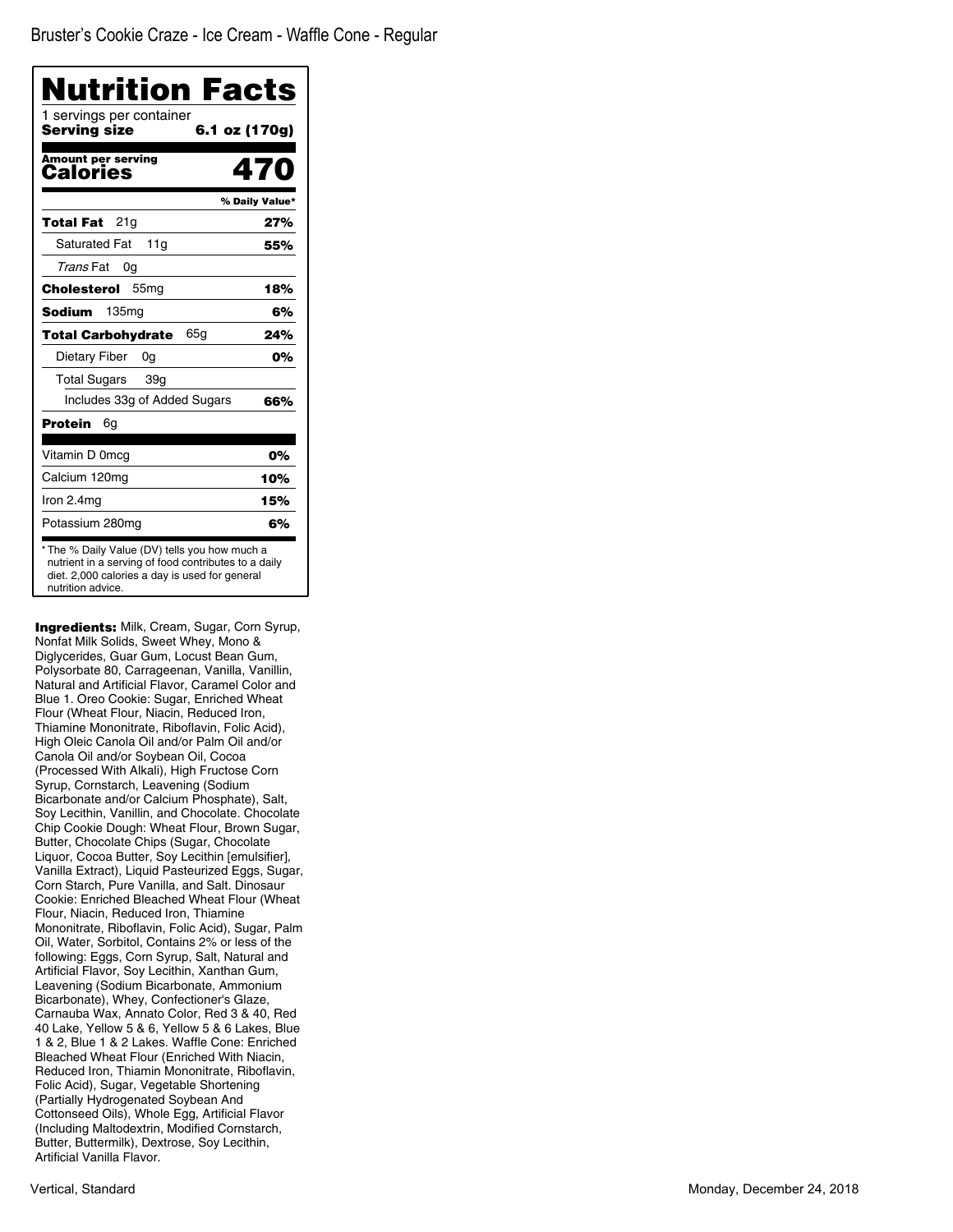Bruster's Cookie Craze - Ice Cream - Waffle Cone - Regular

# Nutrition Facts

1 servings per container

**Serving size** **6.1 oz (170g)**

| **Amount per serving** | |
|---|---|
| **Calories** | **470** |
| | **% Daily Value*** |
| **Total Fat** 21g | **27%** |
| Saturated Fat 11g | **55%** |
| *Trans* Fat 0g | |
| **Cholesterol** 55mg | **18%** |
| **Sodium** 135mg | **6%** |
| **Total Carbohydrate** 65g | **24%** |
| Dietary Fiber 0g | **0%** |
| Total Sugars 39g | |
| Includes 33g of Added Sugars | **66%** |
| **Protein** 6g | |
| Vitamin D 0mcg | **0%** |
| Calcium 120mg | **10%** |
| Iron 2.4mg | **15%** |
| Potassium 280mg | **6%** |

* The % Daily Value (DV) tells you how much a nutrient in a serving of food contributes to a daily diet. 2,000 calories a day is used for general nutrition advice.

**Ingredients:** Milk, Cream, Sugar, Corn Syrup, Nonfat Milk Solids, Sweet Whey, Mono & Diglycerides, Guar Gum, Locust Bean Gum, Polysorbate 80, Carrageenan, Vanilla, Vanillin, Natural and Artificial Flavor, Caramel Color and Blue 1. Oreo Cookie: Sugar, Enriched Wheat Flour (Wheat Flour, Niacin, Reduced Iron, Thiamine Mononitrate, Riboflavin, Folic Acid), High Oleic Canola Oil and/or Palm Oil and/or Canola Oil and/or Soybean Oil, Cocoa (Processed With Alkali), High Fructose Corn Syrup, Cornstarch, Leavening (Sodium Bicarbonate and/or Calcium Phosphate), Salt, Soy Lecithin, Vanillin, and Chocolate. Chocolate Chip Cookie Dough: Wheat Flour, Brown Sugar, Butter, Chocolate Chips (Sugar, Chocolate Liquor, Cocoa Butter, Soy Lecithin [emulsifier], Vanilla Extract), Liquid Pasteurized Eggs, Sugar, Corn Starch, Pure Vanilla, and Salt. Dinosaur Cookie: Enriched Bleached Wheat Flour (Wheat Flour, Niacin, Reduced Iron, Thiamine Mononitrate, Riboflavin, Folic Acid), Sugar, Palm Oil, Water, Sorbitol, Contains 2% or less of the following: Eggs, Corn Syrup, Salt, Natural and Artificial Flavor, Soy Lecithin, Xanthan Gum, Leavening (Sodium Bicarbonate, Ammonium Bicarbonate), Whey, Confectioner's Glaze, Carnauba Wax, Annato Color, Red 3 & 40, Red 40 Lake, Yellow 5 & 6, Yellow 5 & 6 Lakes, Blue 1 & 2, Blue 1 & 2 Lakes. Waffle Cone: Enriched Bleached Wheat Flour (Enriched With Niacin, Reduced Iron, Thiamin Mononitrate, Riboflavin, Folic Acid), Sugar, Vegetable Shortening (Partially Hydrogenated Soybean And Cottonseed Oils), Whole Egg, Artificial Flavor (Including Maltodextrin, Modified Cornstarch, Butter, Buttermilk), Dextrose, Soy Lecithin, Artificial Vanilla Flavor.

Vertical, Standard

Monday, December 24, 2018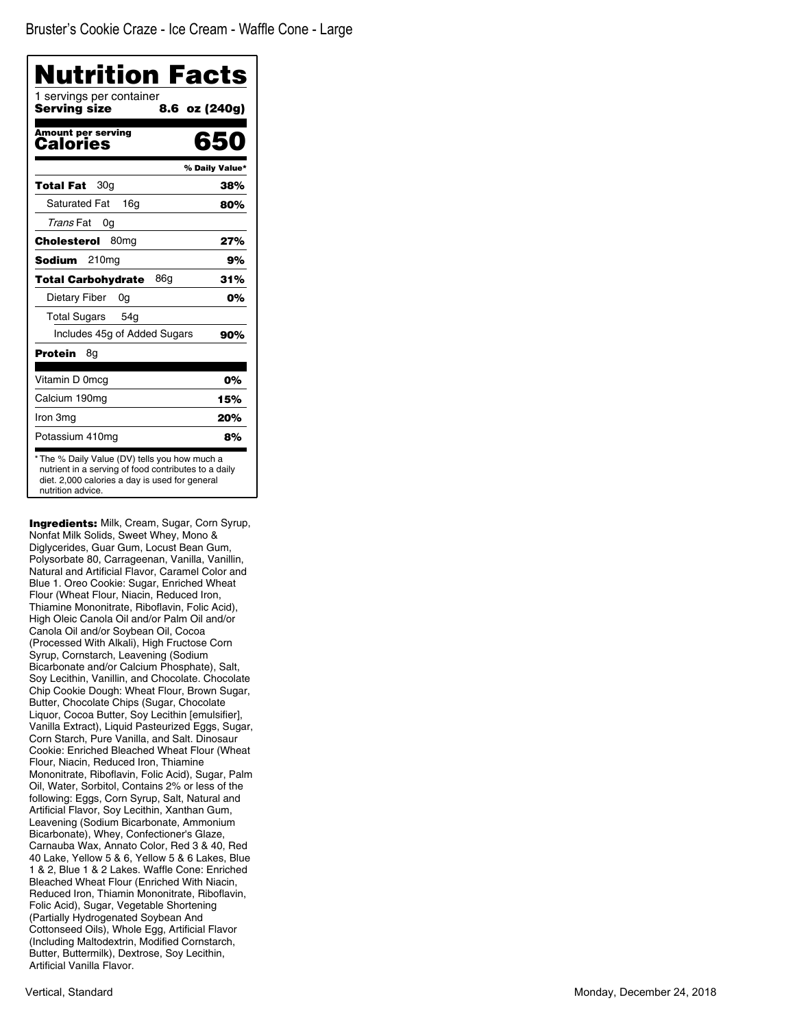Bruster's Cookie Craze - Ice Cream - Waffle Cone - Large

# Nutrition Facts

1 servings per container
**Serving size** **8.6 oz (240g)**

**Amount per serving**
**Calories** **650**

| | % Daily Value* |
|---|---|
| **Total Fat** 30g | **38%** |
| Saturated Fat 16g | **80%** |
| *Trans* Fat 0g | |
| **Cholesterol** 80mg | **27%** |
| **Sodium** 210mg | **9%** |
| **Total Carbohydrate** 86g | **31%** |
| Dietary Fiber 0g | **0%** |
| Total Sugars 54g | |
| Includes 45g of Added Sugars | **90%** |
| **Protein** 8g | |
| Vitamin D 0mcg | **0%** |
| Calcium 190mg | **15%** |
| Iron 3mg | **20%** |
| Potassium 410mg | **8%** |

* The % Daily Value (DV) tells you how much a nutrient in a serving of food contributes to a daily diet. 2,000 calories a day is used for general nutrition advice.

**Ingredients:** Milk, Cream, Sugar, Corn Syrup, Nonfat Milk Solids, Sweet Whey, Mono & Diglycerides, Guar Gum, Locust Bean Gum, Polysorbate 80, Carrageenan, Vanilla, Vanillin, Natural and Artificial Flavor, Caramel Color and Blue 1. Oreo Cookie: Sugar, Enriched Wheat Flour (Wheat Flour, Niacin, Reduced Iron, Thiamine Mononitrate, Riboflavin, Folic Acid), High Oleic Canola Oil and/or Palm Oil and/or Canola Oil and/or Soybean Oil, Cocoa (Processed With Alkali), High Fructose Corn Syrup, Cornstarch, Leavening (Sodium Bicarbonate and/or Calcium Phosphate), Salt, Soy Lecithin, Vanillin, and Chocolate. Chocolate Chip Cookie Dough: Wheat Flour, Brown Sugar, Butter, Chocolate Chips (Sugar, Chocolate Liquor, Cocoa Butter, Soy Lecithin [emulsifier], Vanilla Extract), Liquid Pasteurized Eggs, Sugar, Corn Starch, Pure Vanilla, and Salt. Dinosaur Cookie: Enriched Bleached Wheat Flour (Wheat Flour, Niacin, Reduced Iron, Thiamine Mononitrate, Riboflavin, Folic Acid), Sugar, Palm Oil, Water, Sorbitol, Contains 2% or less of the following: Eggs, Corn Syrup, Salt, Natural and Artificial Flavor, Soy Lecithin, Xanthan Gum, Leavening (Sodium Bicarbonate, Ammonium Bicarbonate), Whey, Confectioner's Glaze, Carnauba Wax, Annato Color, Red 3 & 40, Red 40 Lake, Yellow 5 & 6, Yellow 5 & 6 Lakes, Blue 1 & 2, Blue 1 & 2 Lakes. Waffle Cone: Enriched Bleached Wheat Flour (Enriched With Niacin, Reduced Iron, Thiamin Mononitrate, Riboflavin, Folic Acid), Sugar, Vegetable Shortening (Partially Hydrogenated Soybean And Cottonseed Oils), Whole Egg, Artificial Flavor (Including Maltodextrin, Modified Cornstarch, Butter, Buttermilk), Dextrose, Soy Lecithin, Artificial Vanilla Flavor.

Vertical, Standard

Monday, December 24, 2018